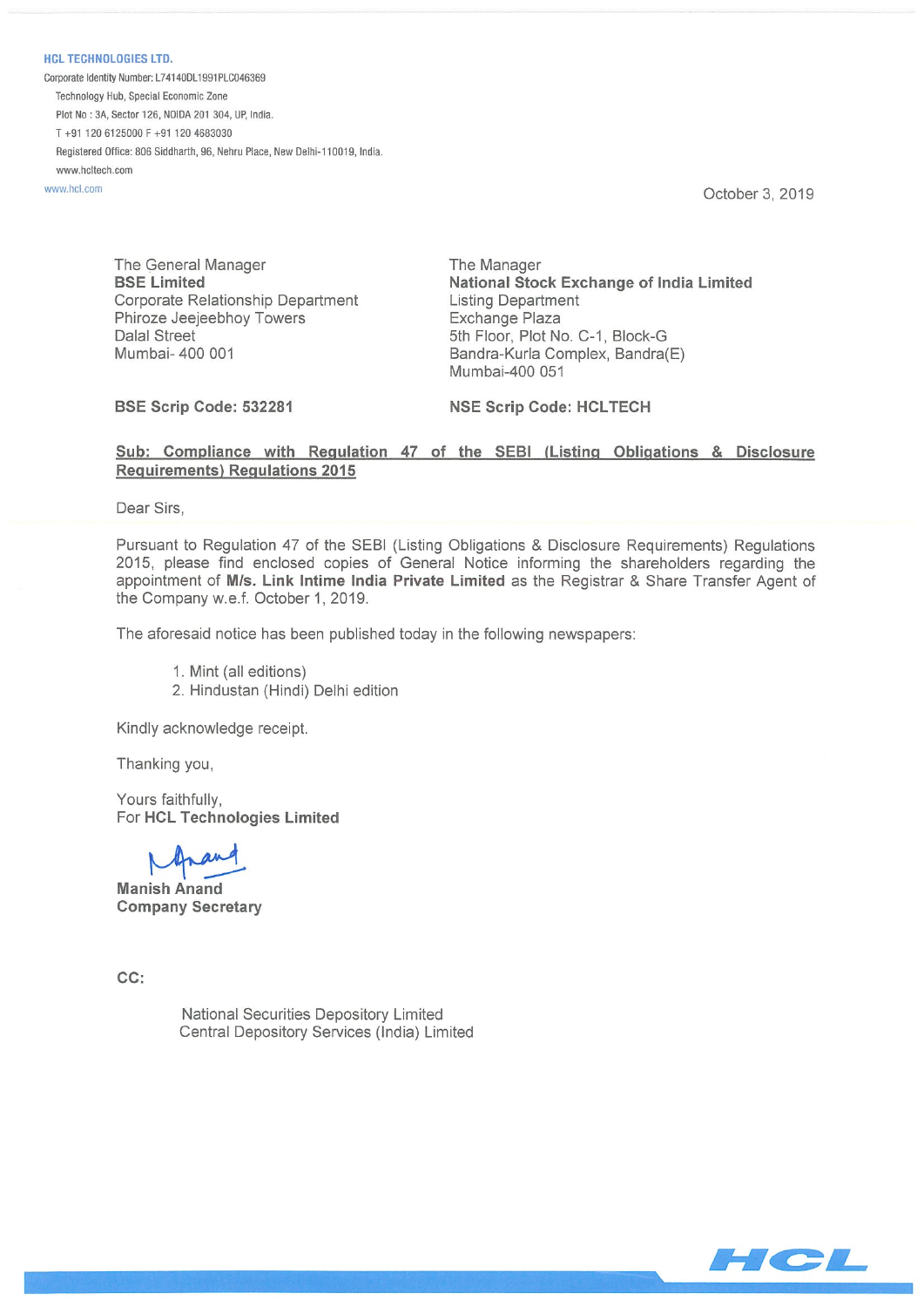**HCL TECHNOLOGIES LTD.**

Corporate Identity Number: L74140DL1991PLC046369

Technology Hub, Special Economic Zone

Plot No : 3A, Sector 126, NOIDA 201 304, UP, India.

T +91 120 6125000 F +91 120 4683030

Registered Office: 806 Siddharth, 96, Nehru Place, New Delhi-110019, India.

www.hcltech.com

www.hcl.com

October 3, 2019

The General Manager
**BSE Limited**
Corporate Relationship Department
Phiroze Jeejeebhoy Towers
Dalal Street
Mumbai- 400 001

The Manager
**National Stock Exchange of India Limited**
Listing Department
Exchange Plaza
5th Floor, Plot No. C-1, Block-G
Bandra-Kurla Complex, Bandra(E)
Mumbai-400 051

**BSE Scrip Code: 532281**

**NSE Scrip Code: HCLTECH**

**Sub: Compliance with Regulation 47 of the SEBI (Listing Obligations & Disclosure Requirements) Regulations 2015**

Dear Sirs,

Pursuant to Regulation 47 of the SEBI (Listing Obligations & Disclosure Requirements) Regulations 2015, please find enclosed copies of General Notice informing the shareholders regarding the appointment of **M/s. Link Intime India Private Limited** as the Registrar & Share Transfer Agent of the Company w.e.f. October 1, 2019.

The aforesaid notice has been published today in the following newspapers:

1. Mint (all editions)
2. Hindustan (Hindi) Delhi edition

Kindly acknowledge receipt.

Thanking you,

Yours faithfully,
For **HCL Technologies Limited**

**Manish Anand**
**Company Secretary**

CC:

National Securities Depository Limited
Central Depository Services (India) Limited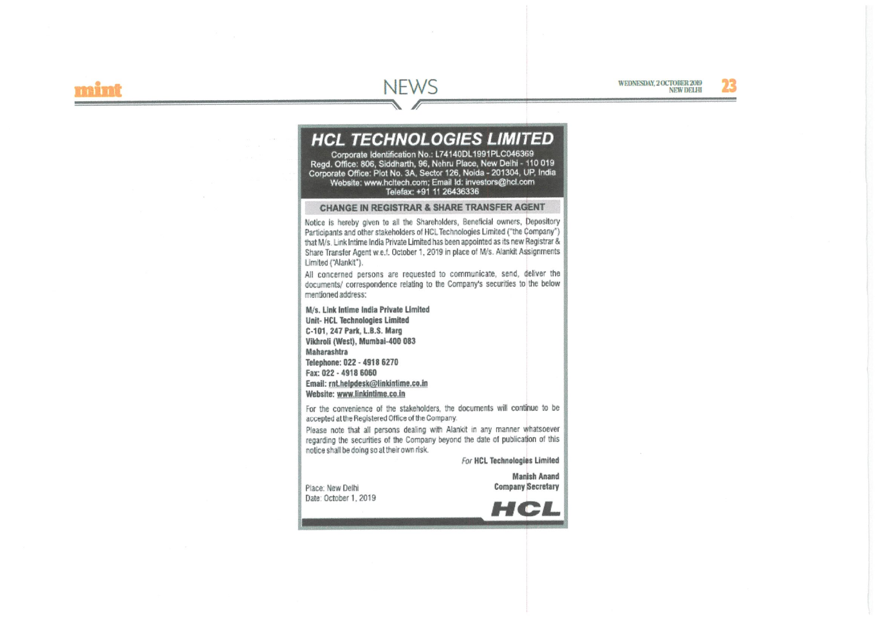# HCL TECHNOLOGIES LIMITED

Corporate Identification No.: L74140DL1991PLC046369
Regd. Office: 806, Siddharth, 96, Nehru Place, New Delhi - 110 019
Corporate Office: Plot No. 3A, Sector 126, Noida - 201304, UP, India
Website: www.hcltech.com; Email Id: investors@hcl.com
Telefax: +91 11 26436336

## CHANGE IN REGISTRAR & SHARE TRANSFER AGENT

Notice is hereby given to all the Shareholders, Beneficial owners, Depository Participants and other stakeholders of HCL Technologies Limited ("the Company") that M/s. Link Intime India Private Limited has been appointed as its new Registrar & Share Transfer Agent w.e.f. October 1, 2019 in place of M/s. Alankit Assignments Limited ("Alankit").

All concerned persons are requested to communicate, send, deliver the documents/ correspondence relating to the Company's securities to the below mentioned address:

**M/s. Link Intime India Private Limited**
**Unit- HCL Technologies Limited**
**C-101, 247 Park, L.B.S. Marg**
**Vikhroli (West), Mumbai-400 083**
**Maharashtra**
**Telephone: 022 - 4918 6270**
**Fax: 022 - 4918 6060**
**Email: rnt.helpdesk@linkintime.co.in**
**Website: www.linkintime.co.in**

For the convenience of the stakeholders, the documents will continue to be accepted at the Registered Office of the Company.

Please note that all persons dealing with Alankit in any manner whatsoever regarding the securities of the Company beyond the date of publication of this notice shall be doing so at their own risk.

*For* **HCL Technologies Limited**

**Manish Anand**
**Company Secretary**

Place: New Delhi
Date: October 1, 2019

HCL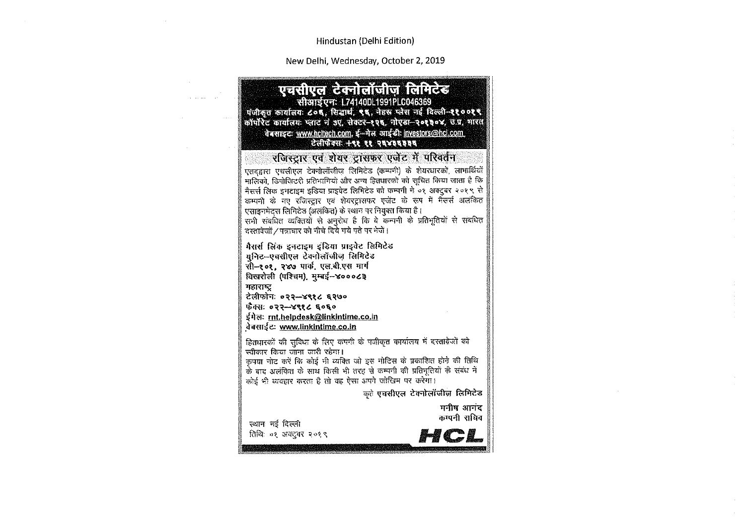Hindustan (Delhi Edition)

New Delhi, Wednesday, October 2, 2019

# एचसीएल टेक्नोलॉजीज़ लिमिटेड

सीआईएन: L74140DL1991PLC046369

पंजीकृत कार्यालयः ८०६, सिद्धार्थ, ९६, नेहरू प्लेस नई दिल्ली–११००१९

कॉर्पोरेट कार्यालयः प्लाट नं ३ए, सेक्टर–१२६, नोएडा–२०१३०४, उ.प्र, भारत

वेबसाइटः www.hcltech.com, ई–मेल आईडी: investors@hcl.com

टेलीफैक्सः +९१ ११ २६४३६३३६

## रजिस्ट्रार एवं शेयर ट्रांसफर एजेंट में परिवर्तन

एतद्द्वारा एचसीएल टेक्नोलॉजीज़ लिमिटेड (कम्पनी) के शेयरधारकों, लाभार्थियों मालिकों, डिपोजिटरी प्रतिभागियों और अन्य हितधारकों को सूचित किया जाता है कि मैसर्स लिंक इनटाइम इंडिया प्राइवेट लिमिटेड को कम्पनी ने ०१ अक्टूबर २०१९ से कम्पनी के नए रजिस्ट्रार एवं शेयरट्रांसफर एजेंट के रूप में मैसर्स अलंकित एसाइनमेंट्स लिमिटेड (अलंकित) के स्थान पर नियुक्त किया है।

सभी संबंधित व्यक्तियों से अनुरोध है कि वे कम्पनी के प्रतिभूतियों से संबंधित दस्तावेजों / पत्राचार को नीचे दिये गये पते पर भेजें।

**मैसर्स लिंक इनटाइम इंडिया प्राइवेट लिमिटेड**
**युनिट–एचसीएल टेक्नोलॉजीज़ लिमिटेड**
**सी–१०१, २४७ पार्क, एल.बी.एस मार्ग**
**विखरोली (पश्चिम), मुम्बई–४०००८३**
**महाराष्ट्र**
**टेलीफोनः ०२२–४९१८ ६२७०**
**फैक्सः ०२२–४९१८ ६०६०**
**ईमेलः rnt.helpdesk@linkintime.co.in**
**वेबसाईटः www.linkintime.co.in**

हितधारकों की सुविधा के लिए कंपनी के पंजीकृत कार्यालय में दस्तावेजों को स्वीकार किया जाना जारी रहेगा।

कृपया नोट करें कि कोई भी व्यक्ति जो इस नोटिस के प्रकाशित होने की तिथि के बाद अलंकित के साथ किसी भी तरह से कम्पनी की प्रतिभूतियों के संबंध में कोई भी व्यवहार करता है तो वह ऐसा अपने जोखिम पर करेगा।

कृते **एचसीएल टेक्नोलॉजीज़ लिमिटेड**

मनीष आनंद
कम्पनी सचिव

स्थान: नई दिल्ली
तिथि: ०१ अक्टूबर २०१९

**HCL**